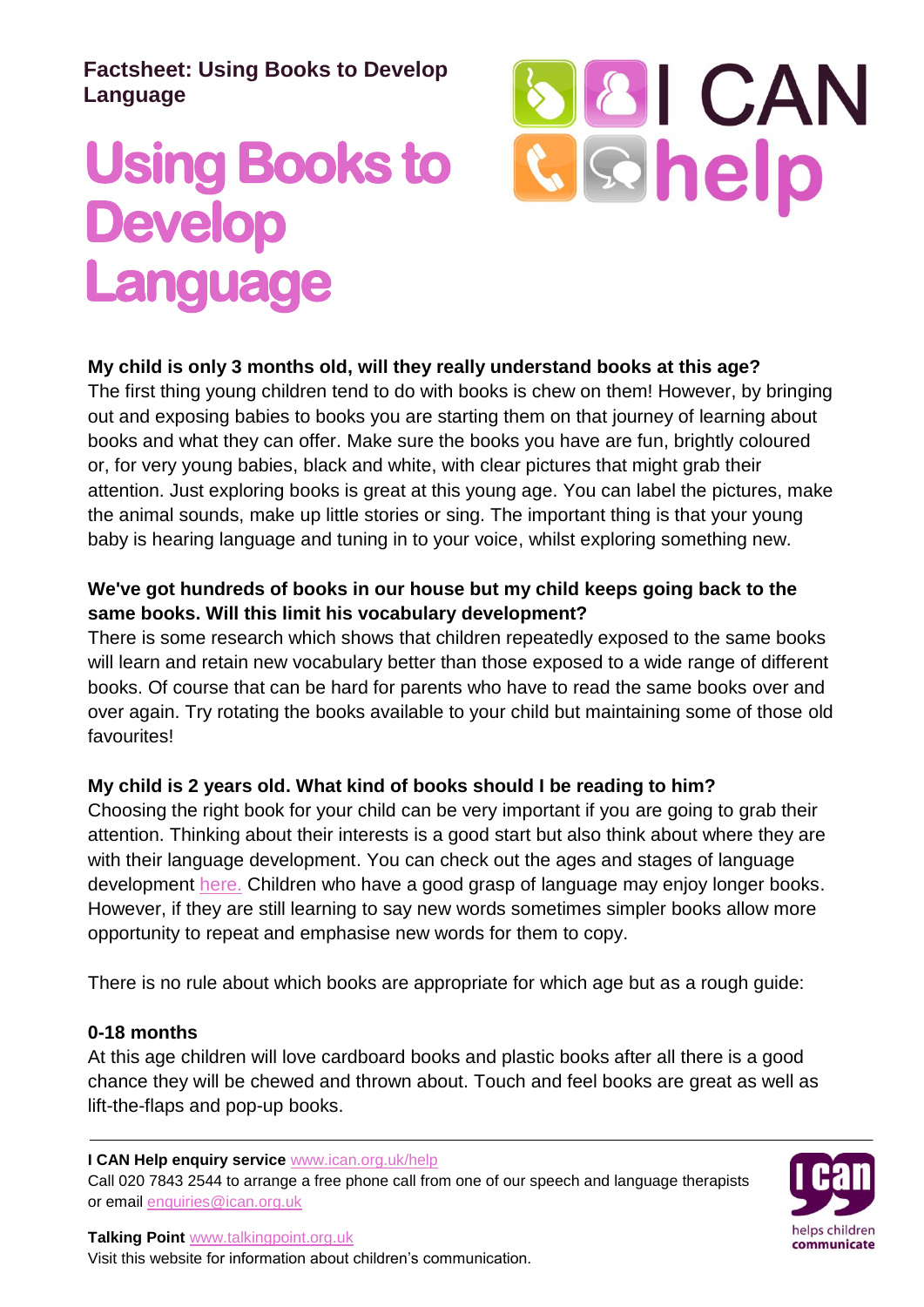**Factsheet: Using Books to Develop Language**

# Using Books to Develop Language

**My child is only 3 months old, will they really understand books at this age?**
The first thing young children tend to do with books is chew on them! However, by bringing out and exposing babies to books you are starting them on that journey of learning about books and what they can offer. Make sure the books you have are fun, brightly coloured or, for very young babies, black and white, with clear pictures that might grab their attention. Just exploring books is great at this young age. You can label the pictures, make the animal sounds, make up little stories or sing. The important thing is that your young baby is hearing language and tuning in to your voice, whilst exploring something new.

**We've got hundreds of books in our house but my child keeps going back to the same books. Will this limit his vocabulary development?**
There is some research which shows that children repeatedly exposed to the same books will learn and retain new vocabulary better than those exposed to a wide range of different books. Of course that can be hard for parents who have to read the same books over and over again. Try rotating the books available to your child but maintaining some of those old favourites!

**My child is 2 years old. What kind of books should I be reading to him?**
Choosing the right book for your child can be very important if you are going to grab their attention. Thinking about their interests is a good start but also think about where they are with their language development. You can check out the ages and stages of language development here. Children who have a good grasp of language may enjoy longer books. However, if they are still learning to say new words sometimes simpler books allow more opportunity to repeat and emphasise new words for them to copy.

There is no rule about which books are appropriate for which age but as a rough guide:

**0-18 months**
At this age children will love cardboard books and plastic books after all there is a good chance they will be chewed and thrown about. Touch and feel books are great as well as lift-the-flaps and pop-up books.

---

**I CAN Help enquiry service** www.ican.org.uk/help
Call 020 7843 2544 to arrange a free phone call from one of our speech and language therapists or email enquiries@ican.org.uk

**Talking Point** www.talkingpoint.org.uk
Visit this website for information about children's communication.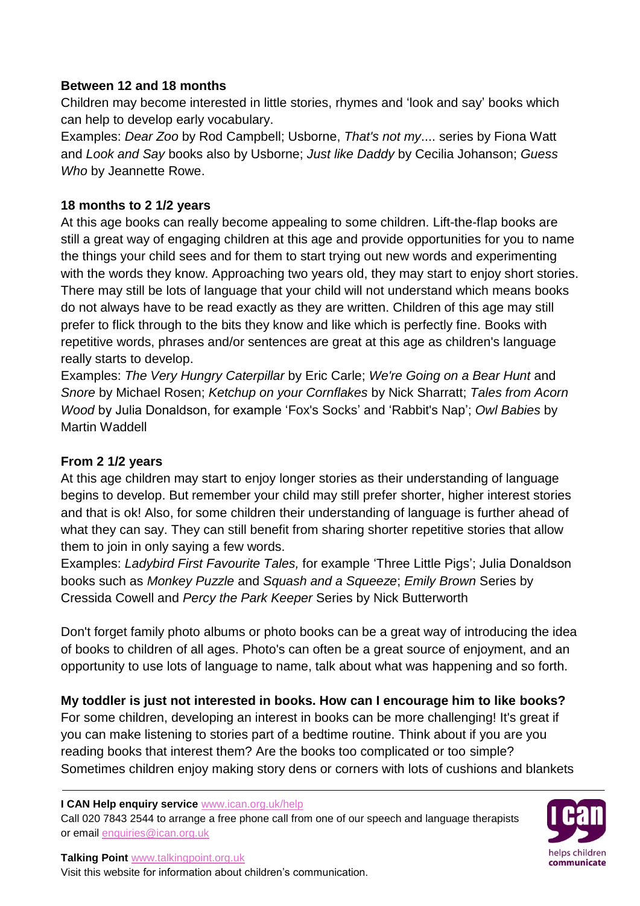**Between 12 and 18 months**

Children may become interested in little stories, rhymes and 'look and say' books which can help to develop early vocabulary.

Examples: *Dear Zoo* by Rod Campbell; Usborne, *That's not my*.... series by Fiona Watt and *Look and Say* books also by Usborne; *Just like Daddy* by Cecilia Johanson; *Guess Who* by Jeannette Rowe.

**18 months to 2 1/2 years**

At this age books can really become appealing to some children. Lift-the-flap books are still a great way of engaging children at this age and provide opportunities for you to name the things your child sees and for them to start trying out new words and experimenting with the words they know. Approaching two years old, they may start to enjoy short stories. There may still be lots of language that your child will not understand which means books do not always have to be read exactly as they are written. Children of this age may still prefer to flick through to the bits they know and like which is perfectly fine. Books with repetitive words, phrases and/or sentences are great at this age as children's language really starts to develop.

Examples: *The Very Hungry Caterpillar* by Eric Carle; *We're Going on a Bear Hunt* and *Snore* by Michael Rosen; *Ketchup on your Cornflakes* by Nick Sharratt; *Tales from Acorn Wood* by Julia Donaldson, for example 'Fox's Socks' and 'Rabbit's Nap'; *Owl Babies* by Martin Waddell

**From 2 1/2 years**

At this age children may start to enjoy longer stories as their understanding of language begins to develop. But remember your child may still prefer shorter, higher interest stories and that is ok! Also, for some children their understanding of language is further ahead of what they can say. They can still benefit from sharing shorter repetitive stories that allow them to join in only saying a few words.

Examples: *Ladybird First Favourite Tales,* for example 'Three Little Pigs'; Julia Donaldson books such as *Monkey Puzzle* and *Squash and a Squeeze*; *Emily Brown* Series by Cressida Cowell and *Percy the Park Keeper* Series by Nick Butterworth

Don't forget family photo albums or photo books can be a great way of introducing the idea of books to children of all ages. Photo's can often be a great source of enjoyment, and an opportunity to use lots of language to name, talk about what was happening and so forth.

**My toddler is just not interested in books. How can I encourage him to like books?**

For some children, developing an interest in books can be more challenging! It's great if you can make listening to stories part of a bedtime routine. Think about if you are you reading books that interest them? Are the books too complicated or too simple? Sometimes children enjoy making story dens or corners with lots of cushions and blankets

**I CAN Help enquiry service** www.ican.org.uk/help
Call 020 7843 2544 to arrange a free phone call from one of our speech and language therapists or email enquiries@ican.org.uk

**Talking Point** www.talkingpoint.org.uk
Visit this website for information about children's communication.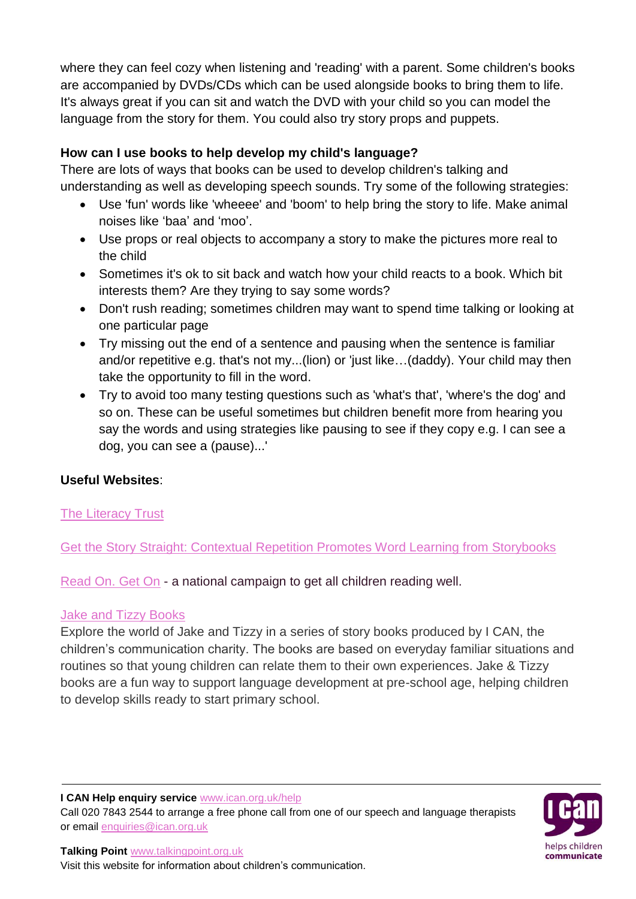where they can feel cozy when listening and 'reading' with a parent. Some children's books are accompanied by DVDs/CDs which can be used alongside books to bring them to life. It's always great if you can sit and watch the DVD with your child so you can model the language from the story for them. You could also try story props and puppets.

**How can I use books to help develop my child's language?**

There are lots of ways that books can be used to develop children's talking and understanding as well as developing speech sounds. Try some of the following strategies:

- Use 'fun' words like 'wheeee' and 'boom' to help bring the story to life. Make animal noises like 'baa' and 'moo'.
- Use props or real objects to accompany a story to make the pictures more real to the child
- Sometimes it's ok to sit back and watch how your child reacts to a book. Which bit interests them? Are they trying to say some words?
- Don't rush reading; sometimes children may want to spend time talking or looking at one particular page
- Try missing out the end of a sentence and pausing when the sentence is familiar and/or repetitive e.g. that's not my...(lion) or 'just like…(daddy). Your child may then take the opportunity to fill in the word.
- Try to avoid too many testing questions such as 'what's that', 'where's the dog' and so on. These can be useful sometimes but children benefit more from hearing you say the words and using strategies like pausing to see if they copy e.g. I can see a dog, you can see a (pause)...'

**Useful Websites**:

The Literacy Trust

Get the Story Straight: Contextual Repetition Promotes Word Learning from Storybooks

Read On. Get On - a national campaign to get all children reading well.

Jake and Tizzy Books

Explore the world of Jake and Tizzy in a series of story books produced by I CAN, the children's communication charity. The books are based on everyday familiar situations and routines so that young children can relate them to their own experiences. Jake & Tizzy books are a fun way to support language development at pre-school age, helping children to develop skills ready to start primary school.

**I CAN Help enquiry service** www.ican.org.uk/help

Call 020 7843 2544 to arrange a free phone call from one of our speech and language therapists or email enquiries@ican.org.uk

**Talking Point** www.talkingpoint.org.uk

Visit this website for information about children's communication.